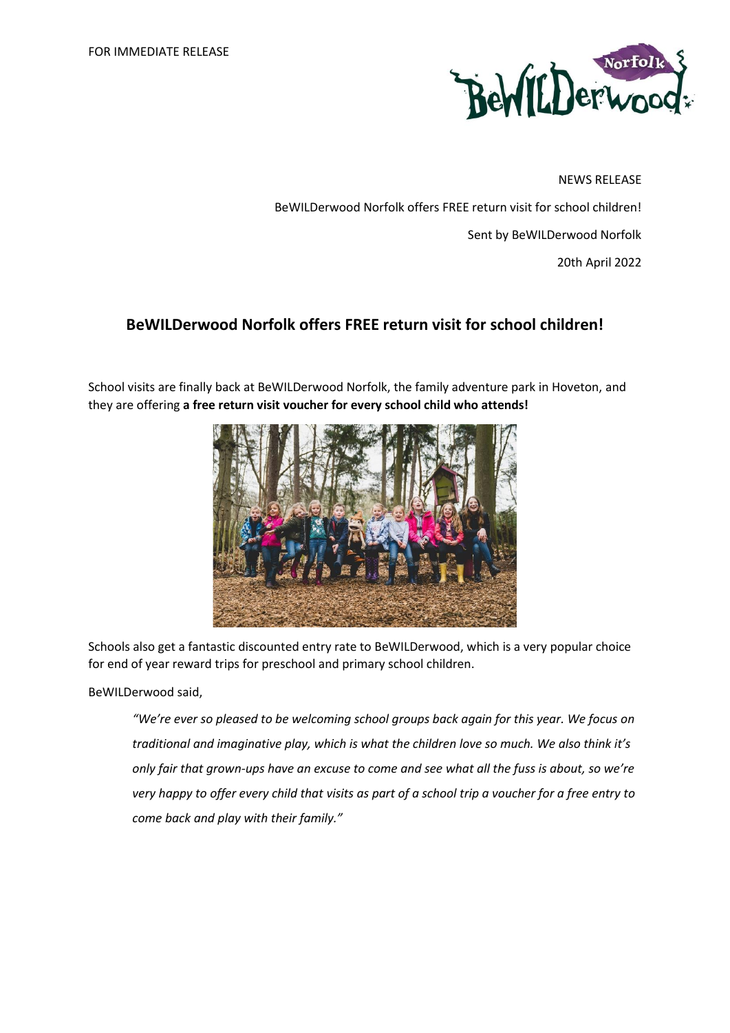FOR IMMEDIATE RELEASE

NEWS RELEASE

BeWILDerwood Norfolk offers FREE return visit for school children!

Sent by BeWILDerwood Norfolk

20th April 2022

## BeWILDerwood Norfolk offers FREE return visit for school children!

School visits are finally back at BeWILDerwood Norfolk, the family adventure park in Hoveton, and they are offering **a free return visit voucher for every school child who attends!**

Schools also get a fantastic discounted entry rate to BeWILDerwood, which is a very popular choice for end of year reward trips for preschool and primary school children.

BeWILDerwood said,

> *"We're ever so pleased to be welcoming school groups back again for this year. We focus on traditional and imaginative play, which is what the children love so much. We also think it's only fair that grown-ups have an excuse to come and see what all the fuss is about, so we're very happy to offer every child that visits as part of a school trip a voucher for a free entry to come back and play with their family."*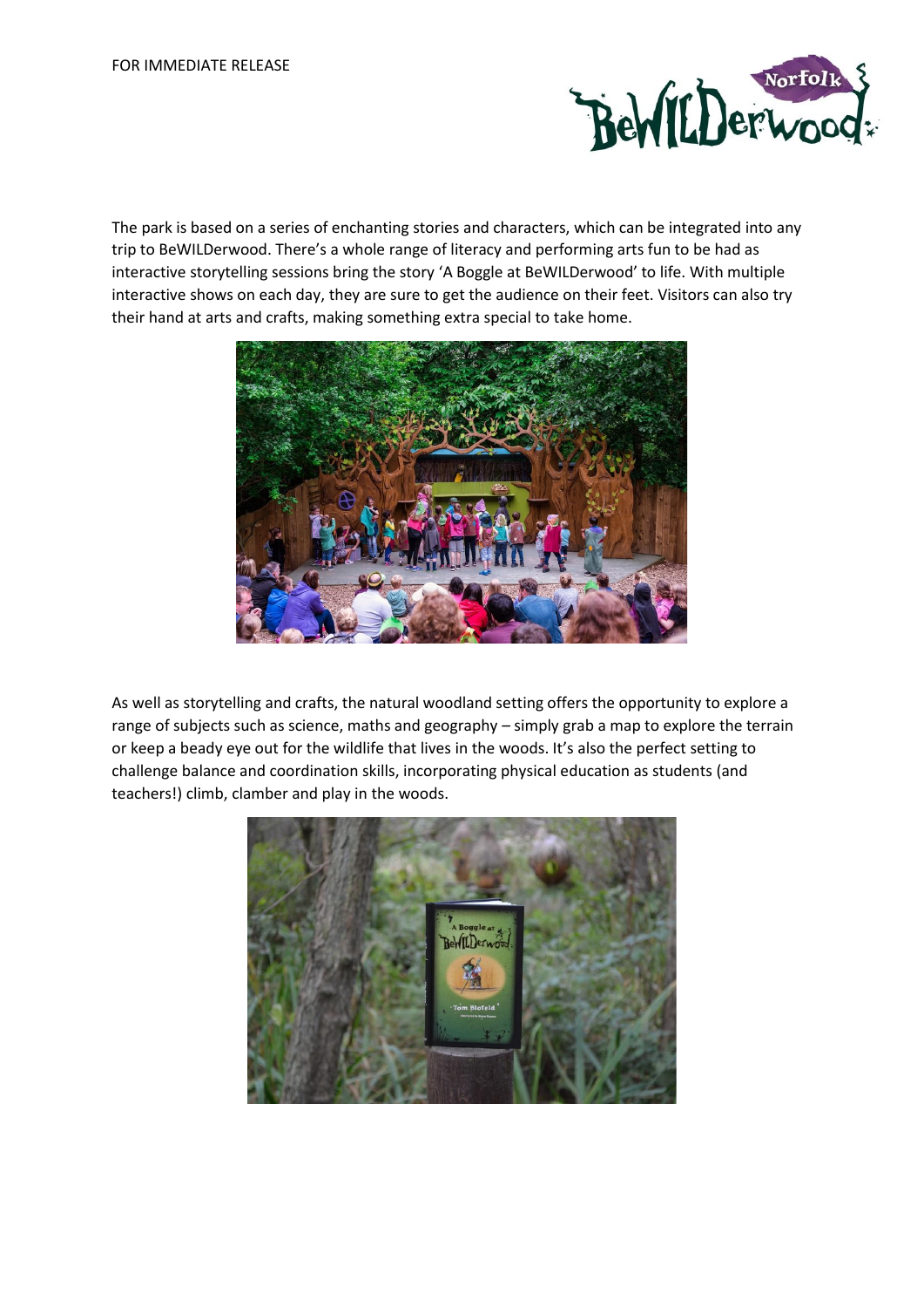FOR IMMEDIATE RELEASE

The park is based on a series of enchanting stories and characters, which can be integrated into any trip to BeWILDerwood. There's a whole range of literacy and performing arts fun to be had as interactive storytelling sessions bring the story 'A Boggle at BeWILDerwood' to life. With multiple interactive shows on each day, they are sure to get the audience on their feet. Visitors can also try their hand at arts and crafts, making something extra special to take home.

As well as storytelling and crafts, the natural woodland setting offers the opportunity to explore a range of subjects such as science, maths and geography – simply grab a map to explore the terrain or keep a beady eye out for the wildlife that lives in the woods. It's also the perfect setting to challenge balance and coordination skills, incorporating physical education as students (and teachers!) climb, clamber and play in the woods.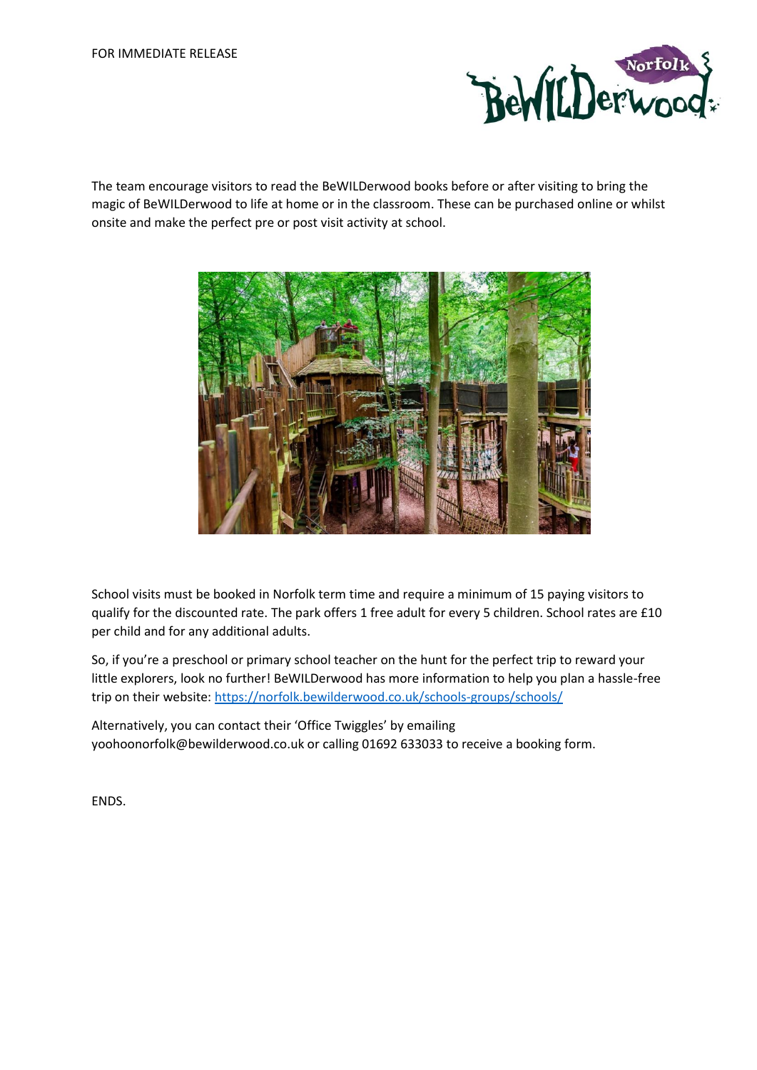FOR IMMEDIATE RELEASE

The team encourage visitors to read the BeWILDerwood books before or after visiting to bring the magic of BeWILDerwood to life at home or in the classroom. These can be purchased online or whilst onsite and make the perfect pre or post visit activity at school.

School visits must be booked in Norfolk term time and require a minimum of 15 paying visitors to qualify for the discounted rate. The park offers 1 free adult for every 5 children. School rates are £10 per child and for any additional adults.

So, if you're a preschool or primary school teacher on the hunt for the perfect trip to reward your little explorers, look no further! BeWILDerwood has more information to help you plan a hassle-free trip on their website: https://norfolk.bewilderwood.co.uk/schools-groups/schools/

Alternatively, you can contact their 'Office Twiggles' by emailing yoohoonorfolk@bewilderwood.co.uk or calling 01692 633033 to receive a booking form.

ENDS.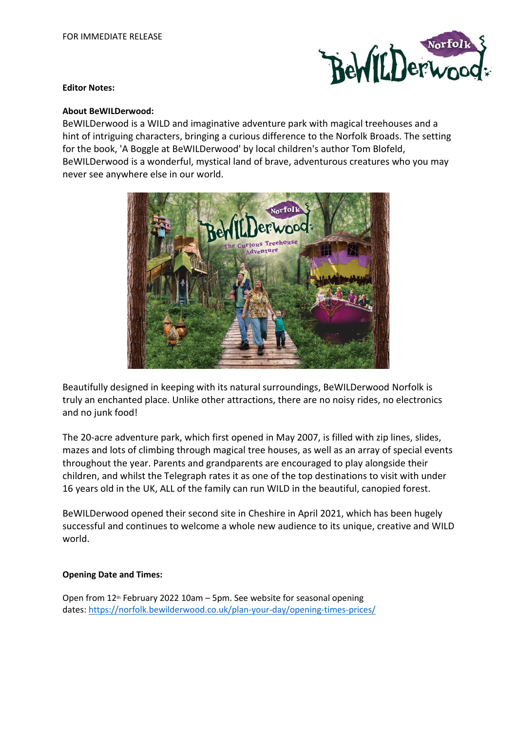FOR IMMEDIATE RELEASE

**Editor Notes:**

**About BeWILDerwood:**

BeWILDerwood is a WILD and imaginative adventure park with magical treehouses and a hint of intriguing characters, bringing a curious difference to the Norfolk Broads. The setting for the book, 'A Boggle at BeWILDerwood' by local children's author Tom Blofeld, BeWILDerwood is a wonderful, mystical land of brave, adventurous creatures who you may never see anywhere else in our world.

Beautifully designed in keeping with its natural surroundings, BeWILDerwood Norfolk is truly an enchanted place. Unlike other attractions, there are no noisy rides, no electronics and no junk food!

The 20-acre adventure park, which first opened in May 2007, is filled with zip lines, slides, mazes and lots of climbing through magical tree houses, as well as an array of special events throughout the year. Parents and grandparents are encouraged to play alongside their children, and whilst the Telegraph rates it as one of the top destinations to visit with under 16 years old in the UK, ALL of the family can run WILD in the beautiful, canopied forest.

BeWILDerwood opened their second site in Cheshire in April 2021, which has been hugely successful and continues to welcome a whole new audience to its unique, creative and WILD world.

**Opening Date and Times:**

Open from 12th February 2022 10am – 5pm. See website for seasonal opening dates: [https://norfolk.bewilderwood.co.uk/plan-your-day/opening-times-prices/](https://norfolk.bewilderwood.co.uk/plan-your-day/opening-times-prices/)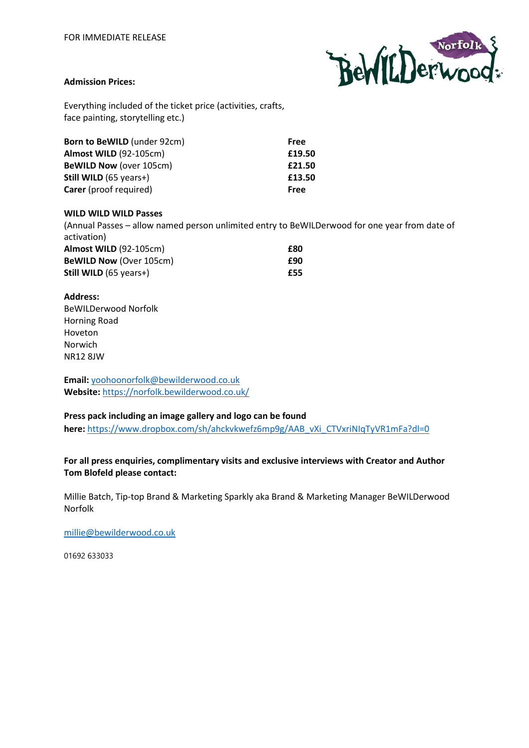FOR IMMEDIATE RELEASE

**Admission Prices:**

Everything included of the ticket price (activities, crafts, face painting, storytelling etc.)

| | |
|---|---|
| **Born to BeWILD** (under 92cm) | **Free** |
| **Almost WILD** (92-105cm) | **£19.50** |
| **BeWILD Now** (over 105cm) | **£21.50** |
| **Still WILD** (65 years+) | **£13.50** |
| **Carer** (proof required) | **Free** |

**WILD WILD WILD Passes**

(Annual Passes – allow named person unlimited entry to BeWILDerwood for one year from date of activation)

| | |
|---|---|
| **Almost WILD** (92-105cm) | **£80** |
| **BeWILD Now** (Over 105cm) | **£90** |
| **Still WILD** (65 years+) | **£55** |

**Address:**
BeWILDerwood Norfolk
Horning Road
Hoveton
Norwich
NR12 8JW

**Email:** yoohoonorfolk@bewilderwood.co.uk
**Website:** https://norfolk.bewilderwood.co.uk/

**Press pack including an image gallery and logo can be found here:** https://www.dropbox.com/sh/ahckvkwefz6mp9g/AAB_vXi_CTVxriNIqTyVR1mFa?dl=0

**For all press enquiries, complimentary visits and exclusive interviews with Creator and Author Tom Blofeld please contact:**

Millie Batch, Tip-top Brand & Marketing Sparkly aka Brand & Marketing Manager BeWILDerwood Norfolk

millie@bewilderwood.co.uk

01692 633033